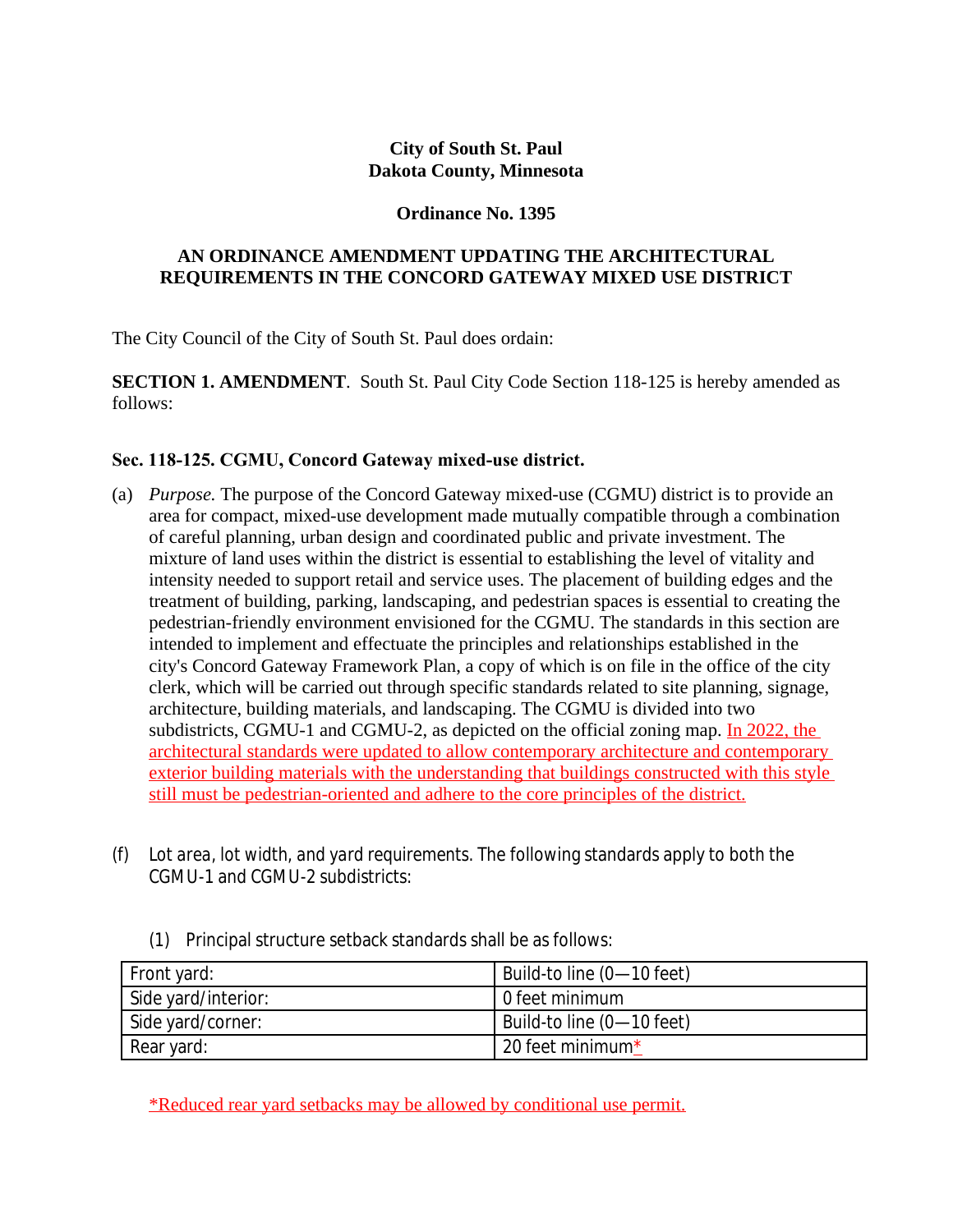**City of South St. Paul**
**Dakota County, Minnesota**

**Ordinance No. 1395**

**AN ORDINANCE AMENDMENT UPDATING THE ARCHITECTURAL REQUIREMENTS IN THE CONCORD GATEWAY MIXED USE DISTRICT**

The City Council of the City of South St. Paul does ordain:

**SECTION 1. AMENDMENT**. South St. Paul City Code Section 118-125 is hereby amended as follows:

**Sec. 118-125. CGMU, Concord Gateway mixed-use district.**

(a) *Purpose.* The purpose of the Concord Gateway mixed-use (CGMU) district is to provide an area for compact, mixed-use development made mutually compatible through a combination of careful planning, urban design and coordinated public and private investment. The mixture of land uses within the district is essential to establishing the level of vitality and intensity needed to support retail and service uses. The placement of building edges and the treatment of building, parking, landscaping, and pedestrian spaces is essential to creating the pedestrian-friendly environment envisioned for the CGMU. The standards in this section are intended to implement and effectuate the principles and relationships established in the city's Concord Gateway Framework Plan, a copy of which is on file in the office of the city clerk, which will be carried out through specific standards related to site planning, signage, architecture, building materials, and landscaping. The CGMU is divided into two subdistricts, CGMU-1 and CGMU-2, as depicted on the official zoning map. In 2022, the architectural standards were updated to allow contemporary architecture and contemporary exterior building materials with the understanding that buildings constructed with this style still must be pedestrian-oriented and adhere to the core principles of the district.

(f) Lot area, lot width, and yard requirements. The following standards apply to both the CGMU-1 and CGMU-2 subdistricts:

(1) Principal structure setback standards shall be as follows:

| Front yard: | Build-to line (0—10 feet) |
|---|---|
| Side yard/interior: | 0 feet minimum |
| Side yard/corner: | Build-to line (0—10 feet) |
| Rear yard: | 20 feet minimum* |

*Reduced rear yard setbacks may be allowed by conditional use permit.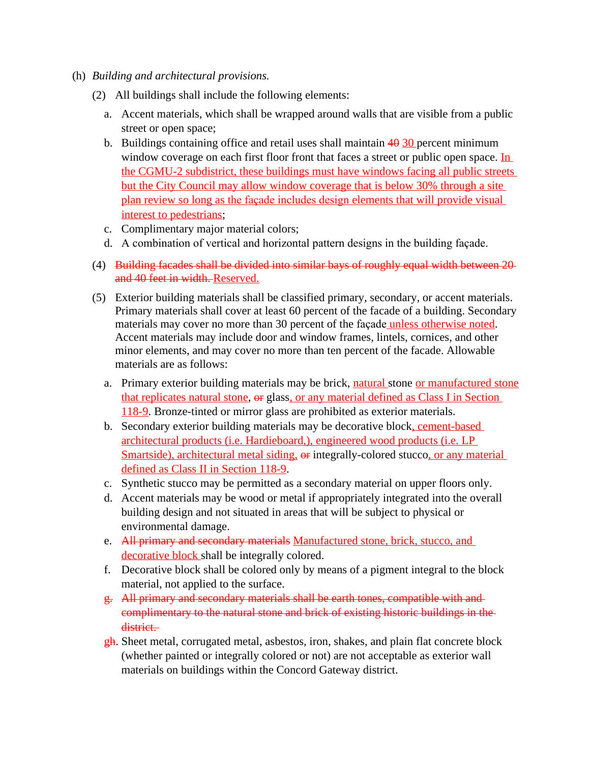(h) *Building and architectural provisions.*

(2) All buildings shall include the following elements:

a. Accent materials, which shall be wrapped around walls that are visible from a public street or open space;

b. Buildings containing office and retail uses shall maintain ~~40~~ 30 percent minimum window coverage on each first floor front that faces a street or public open space. In the CGMU-2 subdistrict, these buildings must have windows facing all public streets but the City Council may allow window coverage that is below 30% through a site plan review so long as the façade includes design elements that will provide visual interest to pedestrians;

c. Complimentary major material colors;

d. A combination of vertical and horizontal pattern designs in the building façade.

(4) ~~Building facades shall be divided into similar bays of roughly equal width between 20 and 40 feet in width.~~ Reserved.

(5) Exterior building materials shall be classified primary, secondary, or accent materials. Primary materials shall cover at least 60 percent of the facade of a building. Secondary materials may cover no more than 30 percent of the façade unless otherwise noted. Accent materials may include door and window frames, lintels, cornices, and other minor elements, and may cover no more than ten percent of the facade. Allowable materials are as follows:

a. Primary exterior building materials may be brick, natural stone or manufactured stone that replicates natural stone, ~~or~~ glass, or any material defined as Class I in Section 118-9. Bronze-tinted or mirror glass are prohibited as exterior materials.

b. Secondary exterior building materials may be decorative block, cement-based architectural products (i.e. Hardieboard,), engineered wood products (i.e. LP Smartside), architectural metal siding, ~~or~~ integrally-colored stucco, or any material defined as Class II in Section 118-9.

c. Synthetic stucco may be permitted as a secondary material on upper floors only.

d. Accent materials may be wood or metal if appropriately integrated into the overall building design and not situated in areas that will be subject to physical or environmental damage.

e. ~~All primary and secondary materials~~ Manufactured stone, brick, stucco, and decorative block shall be integrally colored.

f. Decorative block shall be colored only by means of a pigment integral to the block material, not applied to the surface.

~~g. All primary and secondary materials shall be earth tones, compatible with and complimentary to the natural stone and brick of existing historic buildings in the district.~~

g~~h~~. Sheet metal, corrugated metal, asbestos, iron, shakes, and plain flat concrete block (whether painted or integrally colored or not) are not acceptable as exterior wall materials on buildings within the Concord Gateway district.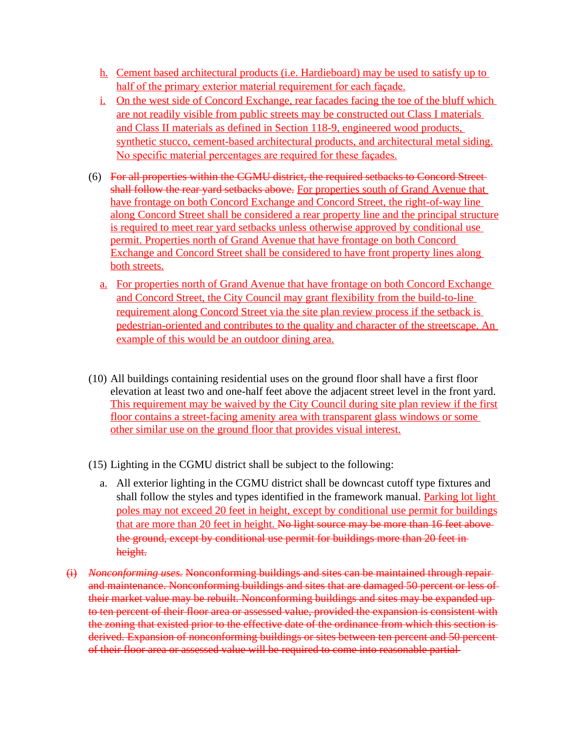h. Cement based architectural products (i.e. Hardieboard) may be used to satisfy up to half of the primary exterior material requirement for each façade.

i. On the west side of Concord Exchange, rear facades facing the toe of the bluff which are not readily visible from public streets may be constructed out Class I materials and Class II materials as defined in Section 118-9, engineered wood products, synthetic stucco, cement-based architectural products, and architectural metal siding. No specific material percentages are required for these façades.

(6) ~~For all properties within the CGMU district, the required setbacks to Concord Street shall follow the rear yard setbacks above.~~ For properties south of Grand Avenue that have frontage on both Concord Exchange and Concord Street, the right-of-way line along Concord Street shall be considered a rear property line and the principal structure is required to meet rear yard setbacks unless otherwise approved by conditional use permit. Properties north of Grand Avenue that have frontage on both Concord Exchange and Concord Street shall be considered to have front property lines along both streets.

a. For properties north of Grand Avenue that have frontage on both Concord Exchange and Concord Street, the City Council may grant flexibility from the build-to-line requirement along Concord Street via the site plan review process if the setback is pedestrian-oriented and contributes to the quality and character of the streetscape. An example of this would be an outdoor dining area.

(10) All buildings containing residential uses on the ground floor shall have a first floor elevation at least two and one-half feet above the adjacent street level in the front yard. This requirement may be waived by the City Council during site plan review if the first floor contains a street-facing amenity area with transparent glass windows or some other similar use on the ground floor that provides visual interest.

(15) Lighting in the CGMU district shall be subject to the following:

a. All exterior lighting in the CGMU district shall be downcast cutoff type fixtures and shall follow the styles and types identified in the framework manual. Parking lot light poles may not exceed 20 feet in height, except by conditional use permit for buildings that are more than 20 feet in height. ~~No light source may be more than 16 feet above the ground, except by conditional use permit for buildings more than 20 feet in height.~~

~~(i) *Nonconforming uses.* Nonconforming buildings and sites can be maintained through repair and maintenance. Nonconforming buildings and sites that are damaged 50 percent or less of their market value may be rebuilt. Nonconforming buildings and sites may be expanded up to ten percent of their floor area or assessed value, provided the expansion is consistent with the zoning that existed prior to the effective date of the ordinance from which this section is derived. Expansion of nonconforming buildings or sites between ten percent and 50 percent of their floor area or assessed value will be required to come into reasonable partial~~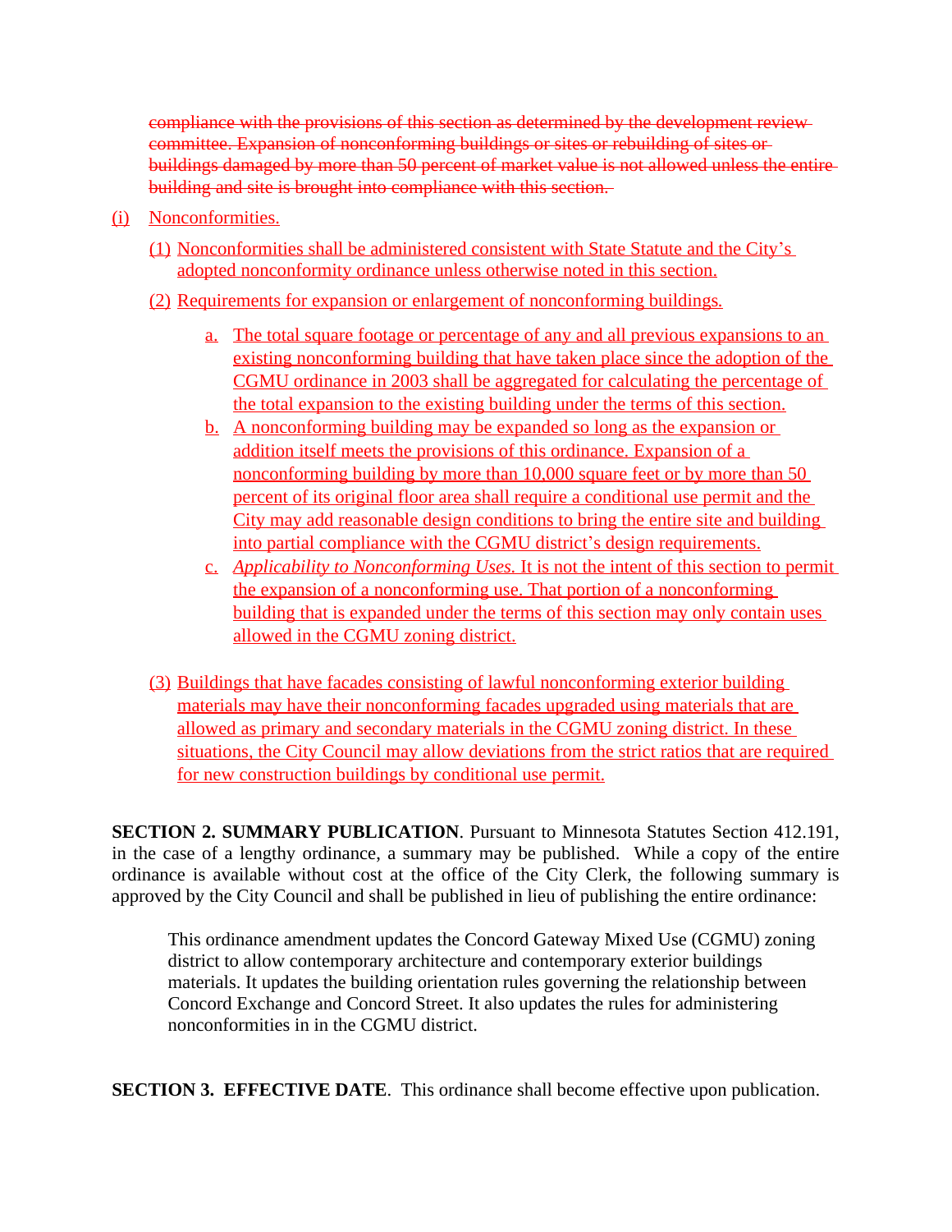~~compliance with the provisions of this section as determined by the development review committee. Expansion of nonconforming buildings or sites or rebuilding of sites or buildings damaged by more than 50 percent of market value is not allowed unless the entire building and site is brought into compliance with this section.~~

<u>(i) Nonconformities.</u>

<u>(1) Nonconformities shall be administered consistent with State Statute and the City's adopted nonconformity ordinance unless otherwise noted in this section.</u>

<u>(2) Requirements for expansion or enlargement of nonconforming buildings.</u>

- <u>a. The total square footage or percentage of any and all previous expansions to an existing nonconforming building that have taken place since the adoption of the CGMU ordinance in 2003 shall be aggregated for calculating the percentage of the total expansion to the existing building under the terms of this section.</u>
- <u>b. A nonconforming building may be expanded so long as the expansion or addition itself meets the provisions of this ordinance. Expansion of a nonconforming building by more than 10,000 square feet or by more than 50 percent of its original floor area shall require a conditional use permit and the City may add reasonable design conditions to bring the entire site and building into partial compliance with the CGMU district's design requirements.</u>
- <u>c. *Applicability to Nonconforming Uses.* It is not the intent of this section to permit the expansion of a nonconforming use. That portion of a nonconforming building that is expanded under the terms of this section may only contain uses allowed in the CGMU zoning district.</u>

<u>(3) Buildings that have facades consisting of lawful nonconforming exterior building materials may have their nonconforming facades upgraded using materials that are allowed as primary and secondary materials in the CGMU zoning district. In these situations, the City Council may allow deviations from the strict ratios that are required for new construction buildings by conditional use permit.</u>

**SECTION 2. SUMMARY PUBLICATION**. Pursuant to Minnesota Statutes Section 412.191, in the case of a lengthy ordinance, a summary may be published. While a copy of the entire ordinance is available without cost at the office of the City Clerk, the following summary is approved by the City Council and shall be published in lieu of publishing the entire ordinance:

> This ordinance amendment updates the Concord Gateway Mixed Use (CGMU) zoning district to allow contemporary architecture and contemporary exterior buildings materials. It updates the building orientation rules governing the relationship between Concord Exchange and Concord Street. It also updates the rules for administering nonconformities in in the CGMU district.

**SECTION 3. EFFECTIVE DATE**. This ordinance shall become effective upon publication.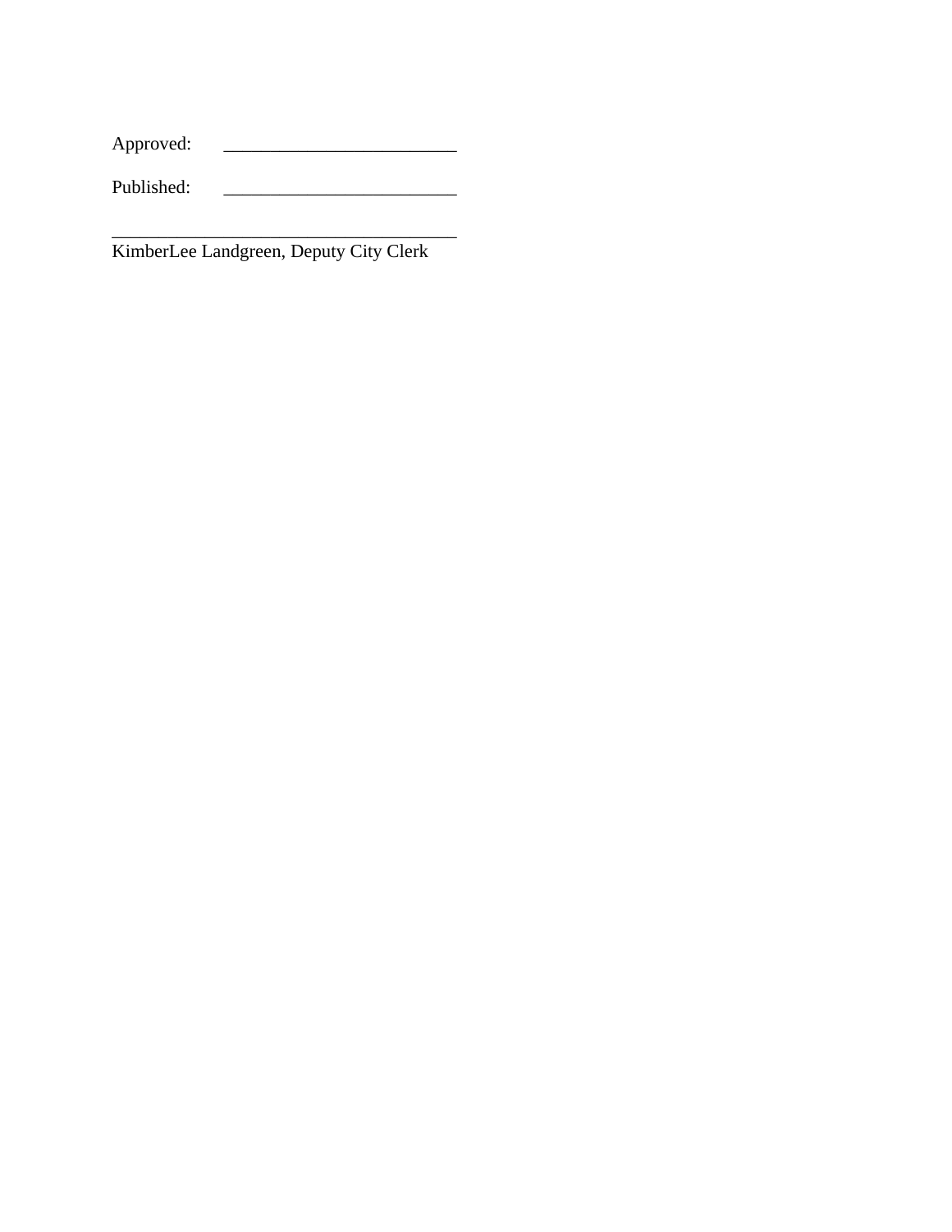Approved: _________________________

Published: _________________________

_____________________________________
KimberLee Landgreen, Deputy City Clerk